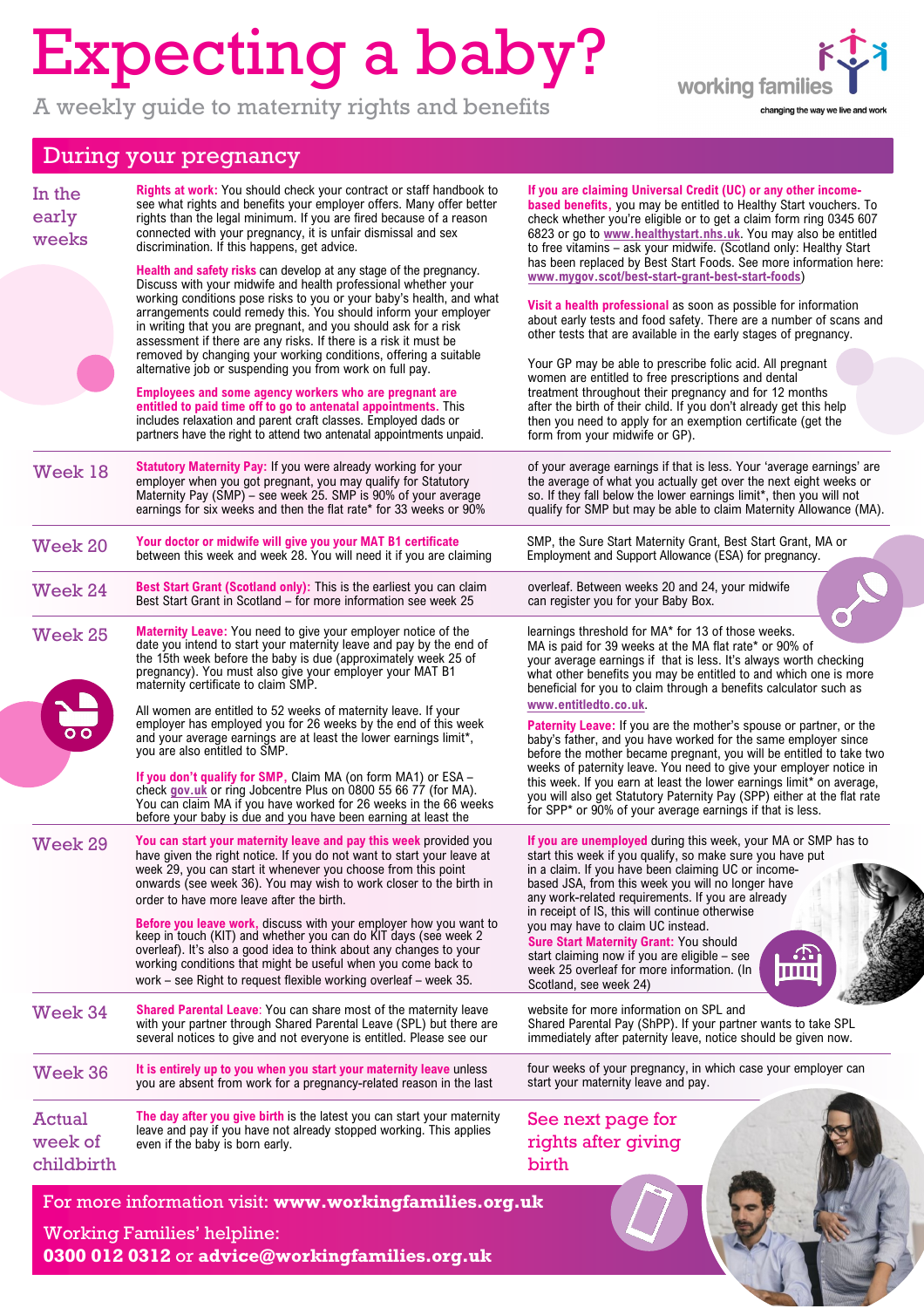# Expecting a baby?

A weekly guide to maternity rights and benefits

working families — changing the way we live and work

## During your pregnancy

### In the early weeks

**Rights at work:** You should check your contract or staff handbook to see what rights and benefits your employer offers. Many offer better rights than the legal minimum. If you are fired because of a reason connected with your pregnancy, it is unfair dismissal and sex discrimination. If this happens, get advice.

**Health and safety risks** can develop at any stage of the pregnancy. Discuss with your midwife and health professional whether your working conditions pose risks to you or your baby's health, and what arrangements could remedy this. You should inform your employer in writing that you are pregnant, and you should ask for a risk assessment if there are any risks. If there is a risk it must be removed by changing your working conditions, offering a suitable alternative job or suspending you from work on full pay.

**Employees and some agency workers who are pregnant are entitled to paid time off to go to antenatal appointments.** This includes relaxation and parent craft classes. Employed dads or partners have the right to attend two antenatal appointments unpaid.

**If you are claiming Universal Credit (UC) or any other income-based benefits,** you may be entitled to Healthy Start vouchers. To check whether you're eligible or to get a claim form ring 0345 607 6823 or go to www.healthystart.nhs.uk. You may also be entitled to free vitamins – ask your midwife. (Scotland only: Healthy Start has been replaced by Best Start Foods. See more information here: www.mygov.scot/best-start-grant-best-start-foods)

**Visit a health professional** as soon as possible for information about early tests and food safety. There are a number of scans and other tests that are available in the early stages of pregnancy.

Your GP may be able to prescribe folic acid. All pregnant women are entitled to free prescriptions and dental treatment throughout their pregnancy and for 12 months after the birth of their child. If you don't already get this help then you need to apply for an exemption certificate (get the form from your midwife or GP).

### Week 18

**Statutory Maternity Pay:** If you were already working for your employer when you got pregnant, you may qualify for Statutory Maternity Pay (SMP) – see week 25. SMP is 90% of your average earnings for six weeks and then the flat rate* for 33 weeks or 90% of your average earnings if that is less. Your 'average earnings' are the average of what you actually get over the next eight weeks or so. If they fall below the lower earnings limit*, then you will not qualify for SMP but may be able to claim Maternity Allowance (MA).

### Week 20

**Your doctor or midwife will give you your MAT B1 certificate** between this week and week 28. You will need it if you are claiming SMP, the Sure Start Maternity Grant, Best Start Grant, MA or Employment and Support Allowance (ESA) for pregnancy.

### Week 24

**Best Start Grant (Scotland only):** This is the earliest you can claim Best Start Grant in Scotland – for more information see week 25 overleaf. Between weeks 20 and 24, your midwife can register you for your Baby Box.

### Week 25

**Maternity Leave:** You need to give your employer notice of the date you intend to start your maternity leave and pay by the end of the 15th week before the baby is due (approximately week 25 of pregnancy). You must also give your employer your MAT B1 maternity certificate to claim SMP.

All women are entitled to 52 weeks of maternity leave. If your employer has employed you for 26 weeks by the end of this week and your average earnings are at least the lower earnings limit*, you are also entitled to SMP.

**If you don't qualify for SMP,** Claim MA (on form MA1) or ESA – check gov.uk or ring Jobcentre Plus on 0800 55 66 77 (for MA). You can claim MA if you have worked for 26 weeks in the 66 weeks before your baby is due and you have been earning at least the learnings threshold for MA* for 13 of those weeks. MA is paid for 39 weeks at the MA flat rate* or 90% of your average earnings if that is less. It's always worth checking what other benefits you may be entitled to and which one is more beneficial for you to claim through a benefits calculator such as www.entitledto.co.uk.

**Paternity Leave:** If you are the mother's spouse or partner, or the baby's father, and you have worked for the same employer since before the mother became pregnant, you will be entitled to take two weeks of paternity leave. You need to give your employer notice in this week. If you earn at least the lower earnings limit* on average, you will also get Statutory Paternity Pay (SPP) either at the flat rate for SPP* or 90% of your average earnings if that is less.

### Week 29

**You can start your maternity leave and pay this week** provided you have given the right notice. If you do not want to start your leave at week 29, you can start it whenever you choose from this point onwards (see week 36). You may wish to work closer to the birth in order to have more leave after the birth.

**Before you leave work,** discuss with your employer how you want to keep in touch (KIT) and whether you can do KIT days (see week 2 overleaf). It's also a good idea to think about any changes to your working conditions that might be useful when you come back to work – see Right to request flexible working overleaf – week 35.

**If you are unemployed** during this week, your MA or SMP has to start this week if you qualify, so make sure you have put in a claim. If you have been claiming UC or income-based JSA, this week you will no longer have any work-related requirements. If you are already in receipt of IS, this will continue otherwise you may have to claim UC instead.

**Sure Start Maternity Grant:** You should start claiming now if you are eligible – see week 25 overleaf for more information. (In Scotland, see week 24)

### Week 34

**Shared Parental Leave:** You can share most of the maternity leave with your partner through Shared Parental Leave (SPL) but there are several notices to give and not everyone is entitled. Please see our website for more information on SPL and Shared Parental Pay (ShPP). If your partner wants to take SPL immediately after paternity leave, notice should be given now.

### Week 36

**It is entirely up to you when you start your maternity leave** unless you are absent from work for a pregnancy-related reason in the last four weeks of your pregnancy, in which case your employer can start your maternity leave and pay.

### Actual week of childbirth

**The day after you give birth** is the latest you can start your maternity leave and pay if you have not already stopped working. This applies even if the baby is born early.

See next page for rights after giving birth

For more information visit: **www.workingfamilies.org.uk**

Working Families' helpline:
**0300 012 0312** or **advice@workingfamilies.org.uk**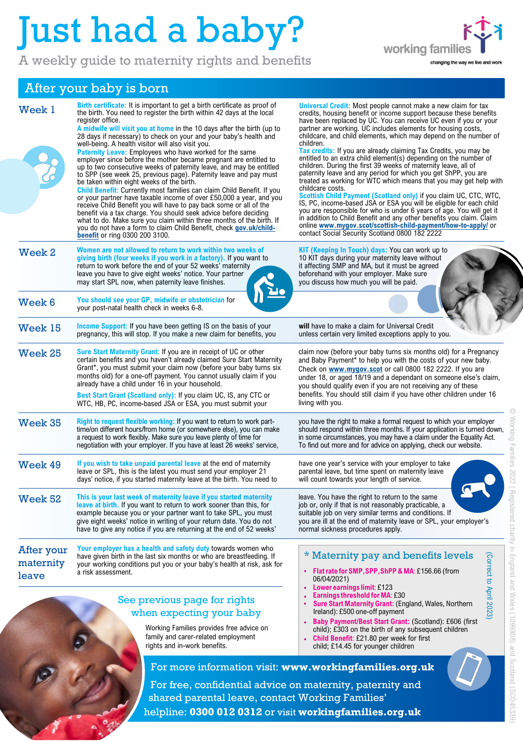# Just had a baby?

A weekly guide to maternity rights and benefits

working families — changing the way we live and work

## After your baby is born

### Week 1

**Birth certificate:** It is important to get a birth certificate as proof of the birth. You need to register the birth within 42 days at the local register office.

**A midwife will visit you at home** in the 10 days after the birth (up to 28 days if necessary) to check on your and your baby's health and well-being. A health visitor will also visit you.

**Paternity Leave:** Employees who have worked for the same employer since before the mother became pregnant are entitled to up to two consecutive weeks of paternity leave, and may be entitled to SPP (see week 25, previous page). Paternity leave and pay must be taken within eight weeks of the birth.

**Child Benefit:** Currently most families can claim Child Benefit. If you or your partner have taxable income of over £50,000 a year, and you receive Child Benefit you will have to pay back some or all of the benefit via a tax charge. You should seek advice before deciding what to do. Make sure you claim within three months of the birth. If you do not have a form to claim Child Benefit, check **gov.uk/child-benefit** or ring 0300 200 3100.

**Universal Credit:** Most people cannot make a new claim for tax credits, housing benefit or income support because these benefits have been replaced by UC. You can receive UC even if you or your partner are working. UC includes elements for housing costs, childcare, and child elements, which may depend on the number of children.

**Tax credits:** If you are already claiming Tax Credits, you may be entitled to an extra child element(s) depending on the number of children. During the first 39 weeks of maternity leave, all of paternity leave and any period for which you get ShPP, you are treated as working for WTC which means that you may get help with childcare costs.

**Scottish Child Payment (Scotland only)** if you claim UC, CTC, WTC, IS, PC, income-based JSA or ESA you will be eligible for each child you are responsible for who is under 6 years of age. You will get it in addition to Child Benefit and any other benefits you claim. Claim online **www.mygov.scot/scottish-child-payment/how-to-apply/** or contact Social Security Scotland 0800 182 2222

### Week 2

**Women are not allowed to return to work within two weeks of giving birth (four weeks if you work in a factory).** If you want to return to work before the end of your 52 weeks' maternity leave you have to give eight weeks' notice. Your partner may start SPL now, when paternity leave finishes.

**KIT (Keeping In Touch) days:** You can work up to 10 KIT days during your maternity leave without it affecting SMP and MA, but it must be agreed beforehand with your employer. Make sure you discuss how much you will be paid.

### Week 6

**You should see your GP, midwife or obstetrician** for your post-natal health check in weeks 6-8.

### Week 15

**Income Support:** If you have been getting IS on the basis of your pregnancy, this will stop. If you make a new claim for benefits, you **will** have to make a claim for Universal Credit unless certain very limited exceptions apply to you.

### Week 25

**Sure Start Maternity Grant:** If you are in receipt of UC or other certain benefits and you haven't already claimed Sure Start Maternity Grant*, you must submit your claim now (before your baby turns six months old) for a one-off payment. You cannot usually claim if you already have a child under 16 in your household.

**Best Start Grant (Scotland only):** If you claim UC, IS, any CTC or WTC, HB, PC, income-based JSA or ESA, you must submit your claim now (before your baby turns six months old) for a Pregnancy and Baby Payment* to help you with the costs of your new baby. Check on **www.mygov.scot** or call 0800 182 2222. If you are under 18, or aged 18/19 and a dependant on someone else's claim, you should qualify even if you are not receiving any of these benefits. You should still claim if you have other children under 16 living with you.

### Week 35

**Right to request flexible working:** If you want to return to work part-time/on different hours/from home (or somewhere else), you can make a request to work flexibly. Make sure you leave plenty of time for negotiation with your employer. If you have at least 26 weeks' service, you have the right to make a formal request to which your employer should respond within three months. If your application is turned down, in some circumstances, you may have a claim under the Equality Act. To find out more and for advice on applying, check our website.

### Week 49

**If you wish to take unpaid parental leave** at the end of maternity leave or SPL, this is the latest you must send your employer 21 days' notice, if you started maternity leave at the birth. You need to have one year's service with your employer to take parental leave, but time spent on maternity leave will count towards your length of service.

### Week 52

**This is your last week of maternity leave if you started maternity leave at birth.** If you want to return to work sooner than this, for example because you or your partner want to take SPL, you must give eight weeks' notice in writing of your return date. You do not have to give any notice if you are returning at the end of 52 weeks' leave. You have the right to return to the same job or, only if that is not reasonably practicable, a suitable job on very similar terms and conditions. If you are ill at the end of maternity leave or SPL, your employer's normal sickness procedures apply.

### After your maternity leave

**Your employer has a health and safety duty** towards women who have given birth in the last six months or who are breastfeeding. If your working conditions put you or your baby's health at risk, ask for a risk assessment.

## * Maternity pay and benefits levels

(Correct to April 2023)

- **Flat rate for SMP, SPP, ShPP & MA:** £156.66 (from 06/04/2021)
- **Lower earnings limit:** £123
- **Earnings threshold for MA:** £30
- **Sure Start Maternity Grant:** (England, Wales, Northern Ireland): £500 one-off payment
- **Baby Payment/Best Start Grant:** (Scotland): £606 (first child); £303 on the birth of any subsequent children
- **Child Benefit:** £21.80 per week for first child; £14.45 for younger children

See previous page for rights when expecting your baby

Working Families provides free advice on family and carer-related employment rights and in-work benefits.

For more information visit: **www.workingfamilies.org.uk**

For free, confidential advice on maternity, paternity and shared parental leave, contact Working Families' helpline: **0300 012 0312** or visit **workingfamilies.org.uk**

© Working Families 2022 | Registered charity in England and Wales (1099808) and Scotland (SC045339)